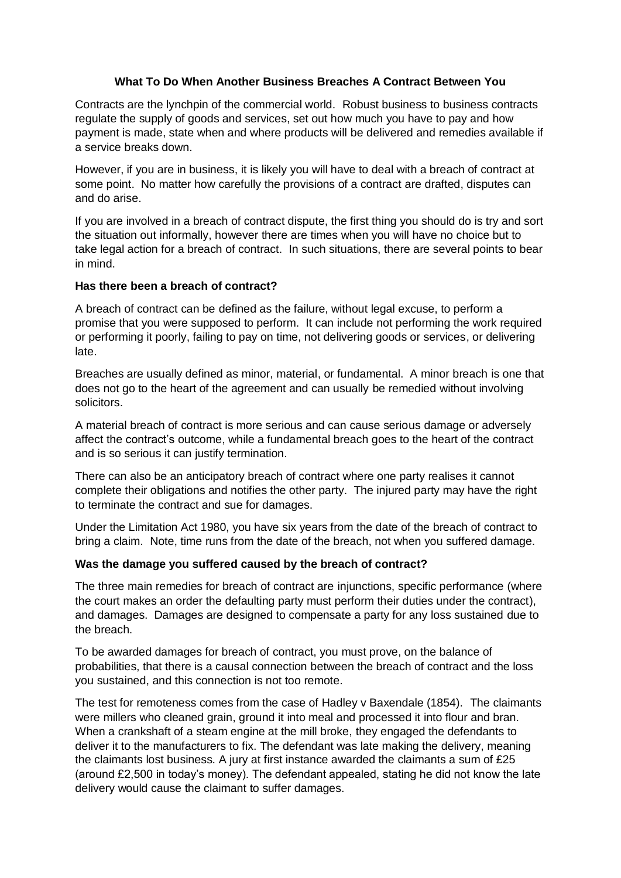# What To Do When Another Business Breaches A Contract Between You

Contracts are the lynchpin of the commercial world. Robust business to business contracts regulate the supply of goods and services, set out how much you have to pay and how payment is made, state when and where products will be delivered and remedies available if a service breaks down.

However, if you are in business, it is likely you will have to deal with a breach of contract at some point. No matter how carefully the provisions of a contract are drafted, disputes can and do arise.

If you are involved in a breach of contract dispute, the first thing you should do is try and sort the situation out informally, however there are times when you will have no choice but to take legal action for a breach of contract. In such situations, there are several points to bear in mind.

## Has there been a breach of contract?

A breach of contract can be defined as the failure, without legal excuse, to perform a promise that you were supposed to perform. It can include not performing the work required or performing it poorly, failing to pay on time, not delivering goods or services, or delivering late.

Breaches are usually defined as minor, material, or fundamental. A minor breach is one that does not go to the heart of the agreement and can usually be remedied without involving solicitors.

A material breach of contract is more serious and can cause serious damage or adversely affect the contract's outcome, while a fundamental breach goes to the heart of the contract and is so serious it can justify termination.

There can also be an anticipatory breach of contract where one party realises it cannot complete their obligations and notifies the other party. The injured party may have the right to terminate the contract and sue for damages.

Under the Limitation Act 1980, you have six years from the date of the breach of contract to bring a claim. Note, time runs from the date of the breach, not when you suffered damage.

## Was the damage you suffered caused by the breach of contract?

The three main remedies for breach of contract are injunctions, specific performance (where the court makes an order the defaulting party must perform their duties under the contract), and damages. Damages are designed to compensate a party for any loss sustained due to the breach.

To be awarded damages for breach of contract, you must prove, on the balance of probabilities, that there is a causal connection between the breach of contract and the loss you sustained, and this connection is not too remote.

The test for remoteness comes from the case of Hadley v Baxendale (1854). The claimants were millers who cleaned grain, ground it into meal and processed it into flour and bran. When a crankshaft of a steam engine at the mill broke, they engaged the defendants to deliver it to the manufacturers to fix. The defendant was late making the delivery, meaning the claimants lost business. A jury at first instance awarded the claimants a sum of £25 (around £2,500 in today's money). The defendant appealed, stating he did not know the late delivery would cause the claimant to suffer damages.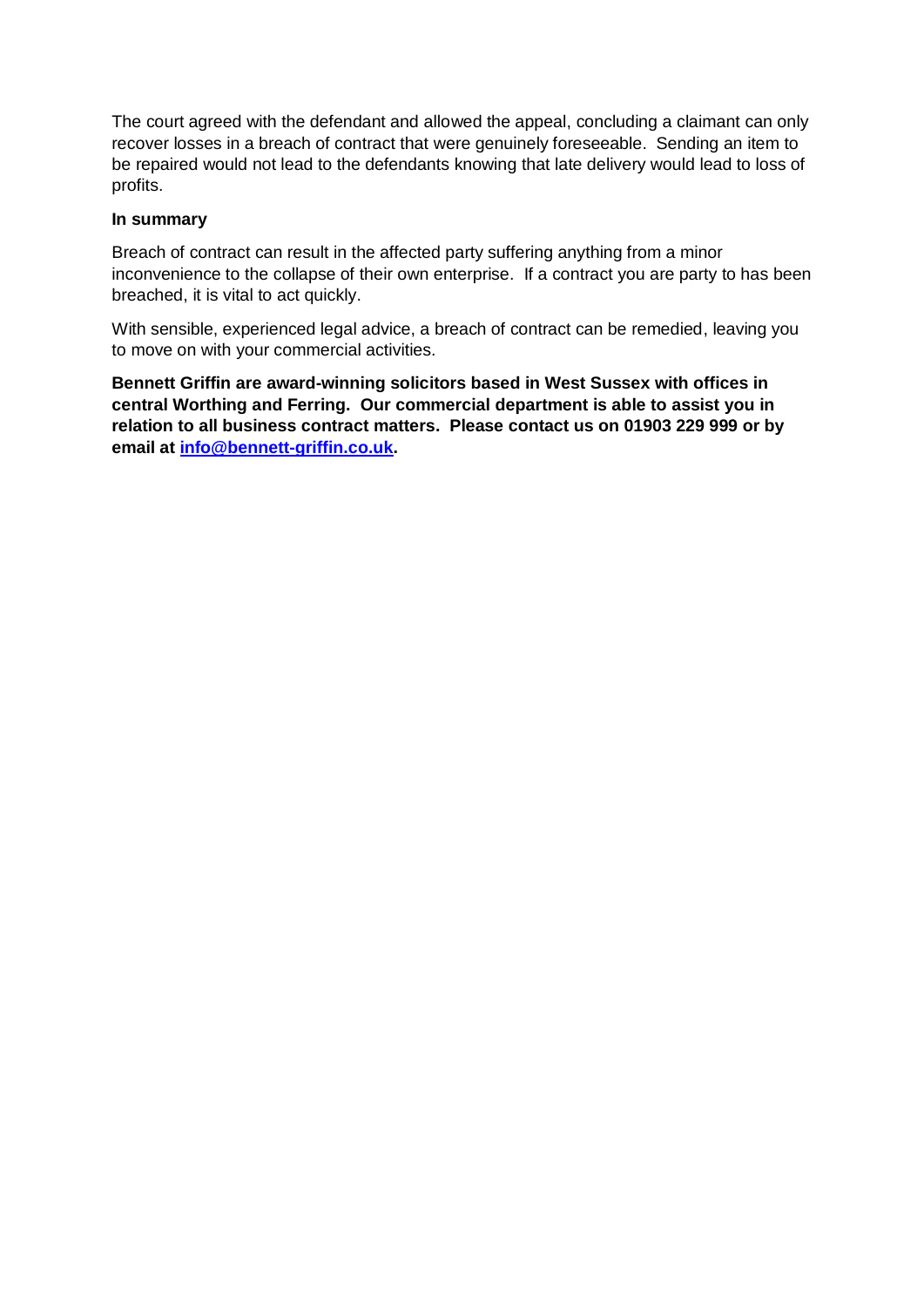The court agreed with the defendant and allowed the appeal, concluding a claimant can only recover losses in a breach of contract that were genuinely foreseeable. Sending an item to be repaired would not lead to the defendants knowing that late delivery would lead to loss of profits.

**In summary**

Breach of contract can result in the affected party suffering anything from a minor inconvenience to the collapse of their own enterprise. If a contract you are party to has been breached, it is vital to act quickly.

With sensible, experienced legal advice, a breach of contract can be remedied, leaving you to move on with your commercial activities.

**Bennett Griffin are award-winning solicitors based in West Sussex with offices in central Worthing and Ferring. Our commercial department is able to assist you in relation to all business contract matters. Please contact us on 01903 229 999 or by email at [info@bennett-griffin.co.uk](mailto:info@bennett-griffin.co.uk).**